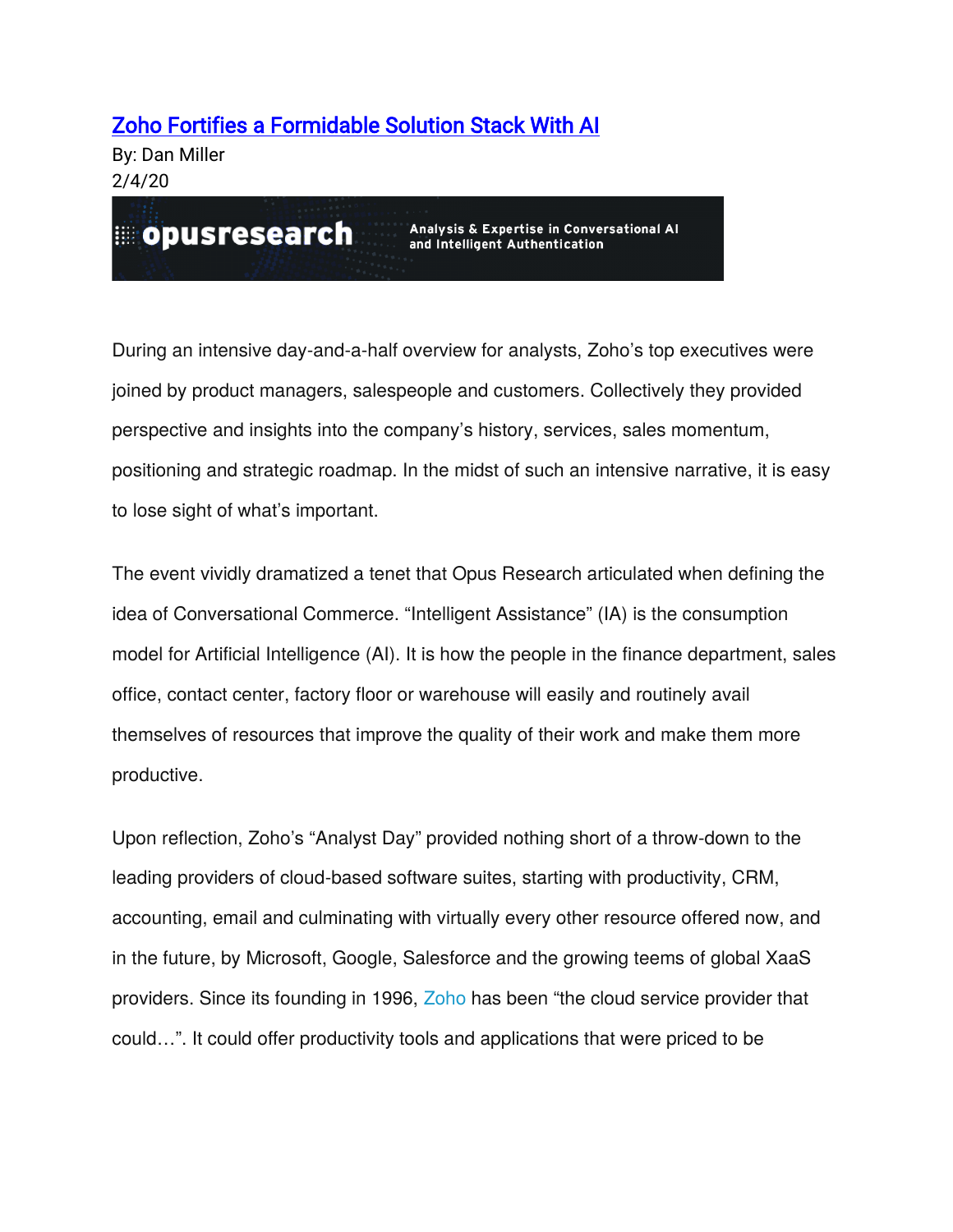# [Zoho Fortifies a Formidable Solution Stack With AI]

By: Dan Miller
2/4/20

opusresearch — Analysis & Expertise in Conversational AI and Intelligent Authentication

During an intensive day-and-a-half overview for analysts, Zoho's top executives were joined by product managers, salespeople and customers. Collectively they provided perspective and insights into the company's history, services, sales momentum, positioning and strategic roadmap. In the midst of such an intensive narrative, it is easy to lose sight of what's important.

The event vividly dramatized a tenet that Opus Research articulated when defining the idea of Conversational Commerce. "Intelligent Assistance" (IA) is the consumption model for Artificial Intelligence (AI). It is how the people in the finance department, sales office, contact center, factory floor or warehouse will easily and routinely avail themselves of resources that improve the quality of their work and make them more productive.

Upon reflection, Zoho's "Analyst Day" provided nothing short of a throw-down to the leading providers of cloud-based software suites, starting with productivity, CRM, accounting, email and culminating with virtually every other resource offered now, and in the future, by Microsoft, Google, Salesforce and the growing teems of global XaaS providers. Since its founding in 1996, Zoho has been "the cloud service provider that could…". It could offer productivity tools and applications that were priced to be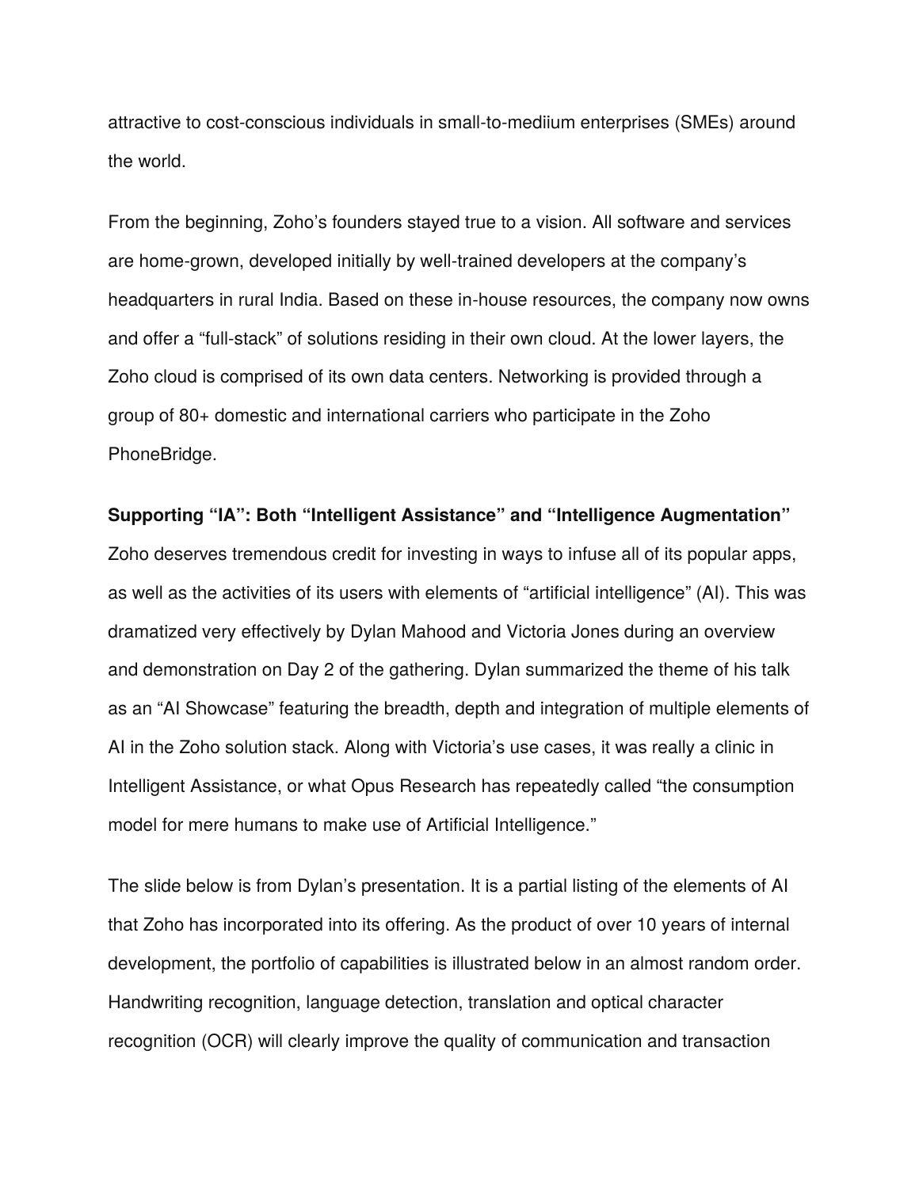attractive to cost-conscious individuals in small-to-mediium enterprises (SMEs) around the world.

From the beginning, Zoho's founders stayed true to a vision. All software and services are home-grown, developed initially by well-trained developers at the company's headquarters in rural India. Based on these in-house resources, the company now owns and offer a "full-stack" of solutions residing in their own cloud. At the lower layers, the Zoho cloud is comprised of its own data centers. Networking is provided through a group of 80+ domestic and international carriers who participate in the Zoho PhoneBridge.

**Supporting "IA": Both "Intelligent Assistance" and "Intelligence Augmentation"**

Zoho deserves tremendous credit for investing in ways to infuse all of its popular apps, as well as the activities of its users with elements of "artificial intelligence" (AI). This was dramatized very effectively by Dylan Mahood and Victoria Jones during an overview and demonstration on Day 2 of the gathering. Dylan summarized the theme of his talk as an "AI Showcase" featuring the breadth, depth and integration of multiple elements of AI in the Zoho solution stack. Along with Victoria's use cases, it was really a clinic in Intelligent Assistance, or what Opus Research has repeatedly called "the consumption model for mere humans to make use of Artificial Intelligence."

The slide below is from Dylan's presentation. It is a partial listing of the elements of AI that Zoho has incorporated into its offering. As the product of over 10 years of internal development, the portfolio of capabilities is illustrated below in an almost random order. Handwriting recognition, language detection, translation and optical character recognition (OCR) will clearly improve the quality of communication and transaction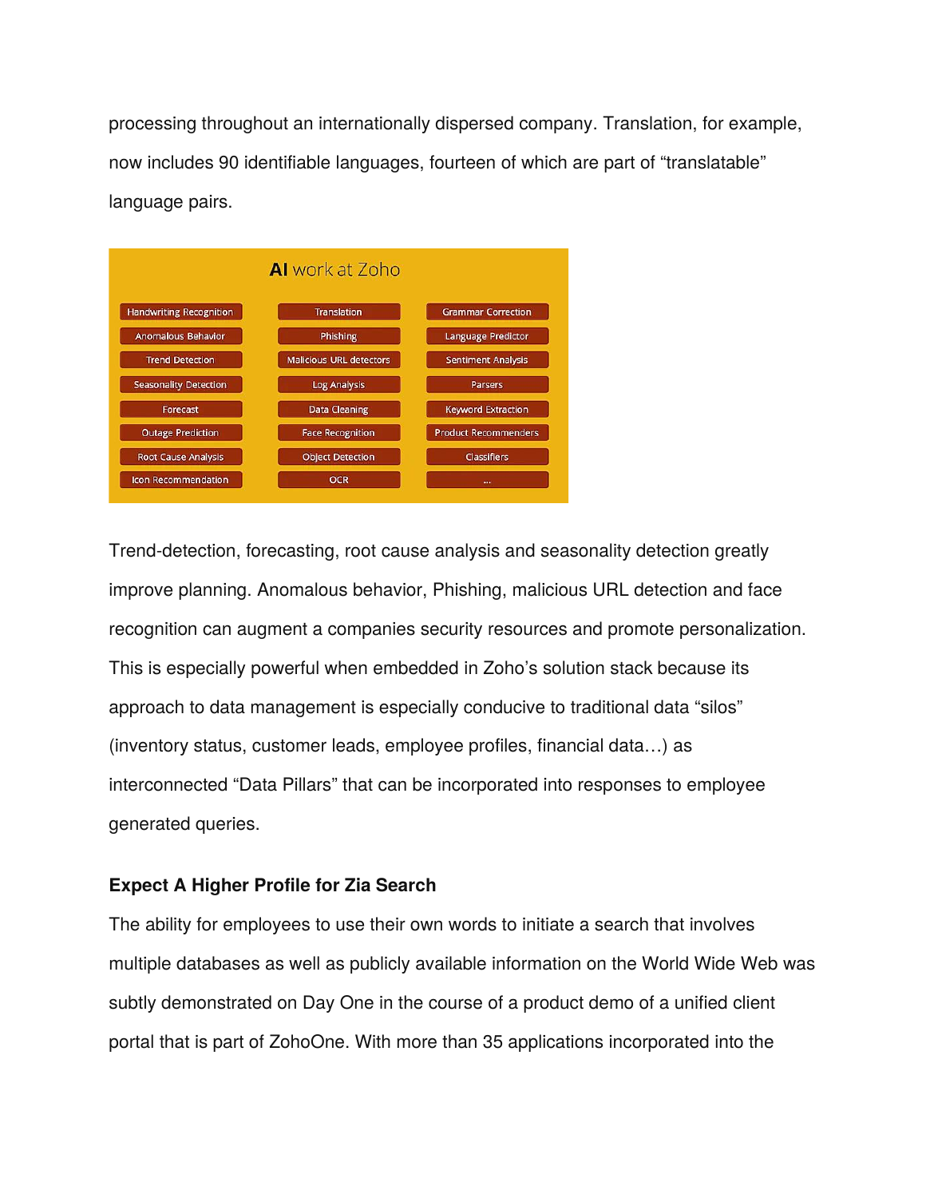processing throughout an internationally dispersed company. Translation, for example, now includes 90 identifiable languages, fourteen of which are part of "translatable" language pairs.

**AI work at Zoho**

| | | |
|---|---|---|
| Handwriting Recognition | Translation | Grammar Correction |
| Anomalous Behavior | Phishing | Language Predictor |
| Trend Detection | Malicious URL detectors | Sentiment Analysis |
| Seasonality Detection | Log Analysis | Parsers |
| Forecast | Data Cleaning | Keyword Extraction |
| Outage Prediction | Face Recognition | Product Recommenders |
| Root Cause Analysis | Object Detection | Classifiers |
| Icon Recommendation | OCR | ... |

Trend-detection, forecasting, root cause analysis and seasonality detection greatly improve planning. Anomalous behavior, Phishing, malicious URL detection and face recognition can augment a companies security resources and promote personalization. This is especially powerful when embedded in Zoho's solution stack because its approach to data management is especially conducive to traditional data "silos" (inventory status, customer leads, employee profiles, financial data…) as interconnected "Data Pillars" that can be incorporated into responses to employee generated queries.

**Expect A Higher Profile for Zia Search**

The ability for employees to use their own words to initiate a search that involves multiple databases as well as publicly available information on the World Wide Web was subtly demonstrated on Day One in the course of a product demo of a unified client portal that is part of ZohoOne. With more than 35 applications incorporated into the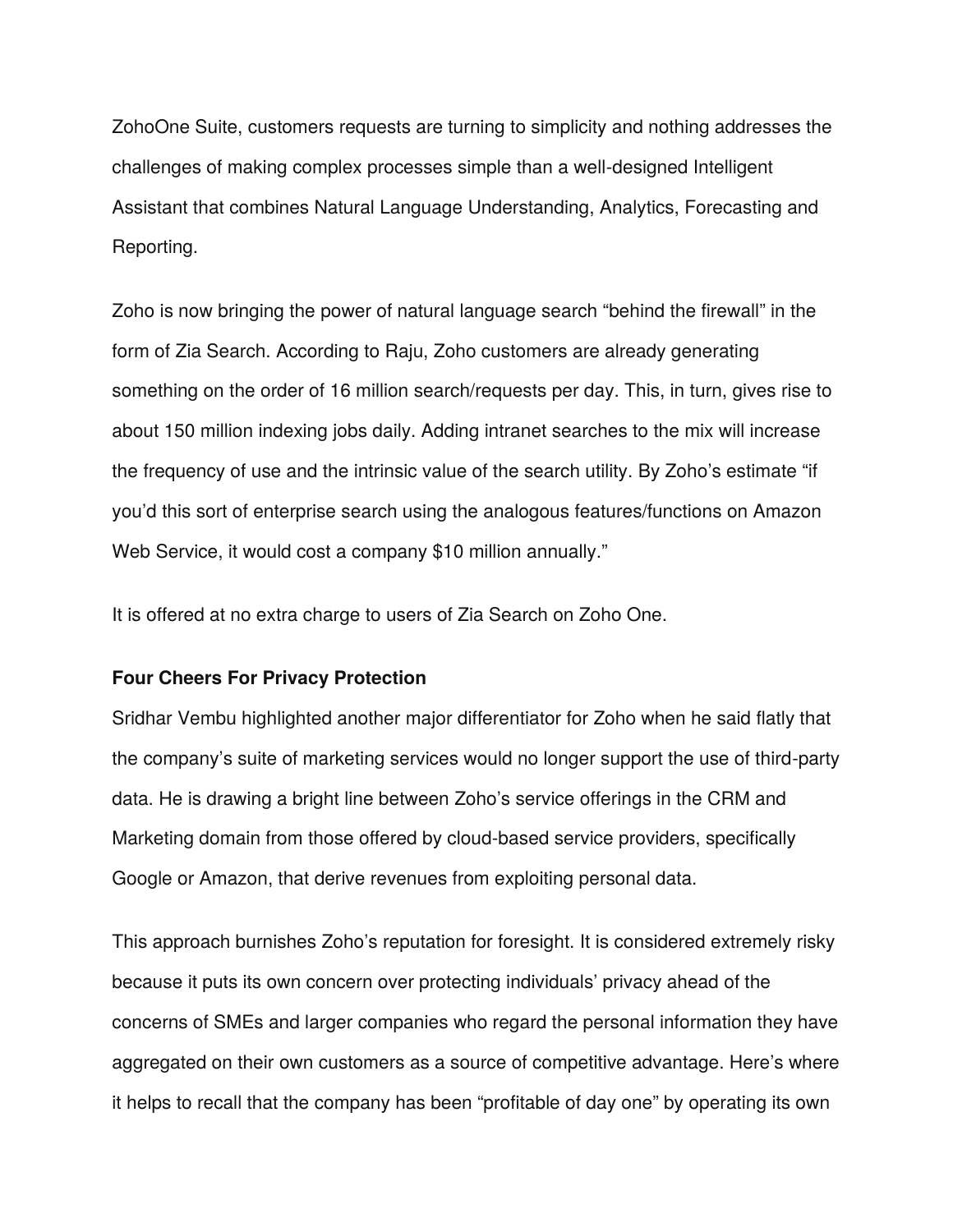ZohoOne Suite, customers requests are turning to simplicity and nothing addresses the challenges of making complex processes simple than a well-designed Intelligent Assistant that combines Natural Language Understanding, Analytics, Forecasting and Reporting.

Zoho is now bringing the power of natural language search "behind the firewall" in the form of Zia Search. According to Raju, Zoho customers are already generating something on the order of 16 million search/requests per day. This, in turn, gives rise to about 150 million indexing jobs daily. Adding intranet searches to the mix will increase the frequency of use and the intrinsic value of the search utility. By Zoho's estimate "if you'd this sort of enterprise search using the analogous features/functions on Amazon Web Service, it would cost a company $10 million annually."

It is offered at no extra charge to users of Zia Search on Zoho One.

**Four Cheers For Privacy Protection**

Sridhar Vembu highlighted another major differentiator for Zoho when he said flatly that the company's suite of marketing services would no longer support the use of third-party data. He is drawing a bright line between Zoho's service offerings in the CRM and Marketing domain from those offered by cloud-based service providers, specifically Google or Amazon, that derive revenues from exploiting personal data.

This approach burnishes Zoho's reputation for foresight. It is considered extremely risky because it puts its own concern over protecting individuals' privacy ahead of the concerns of SMEs and larger companies who regard the personal information they have aggregated on their own customers as a source of competitive advantage. Here's where it helps to recall that the company has been "profitable of day one" by operating its own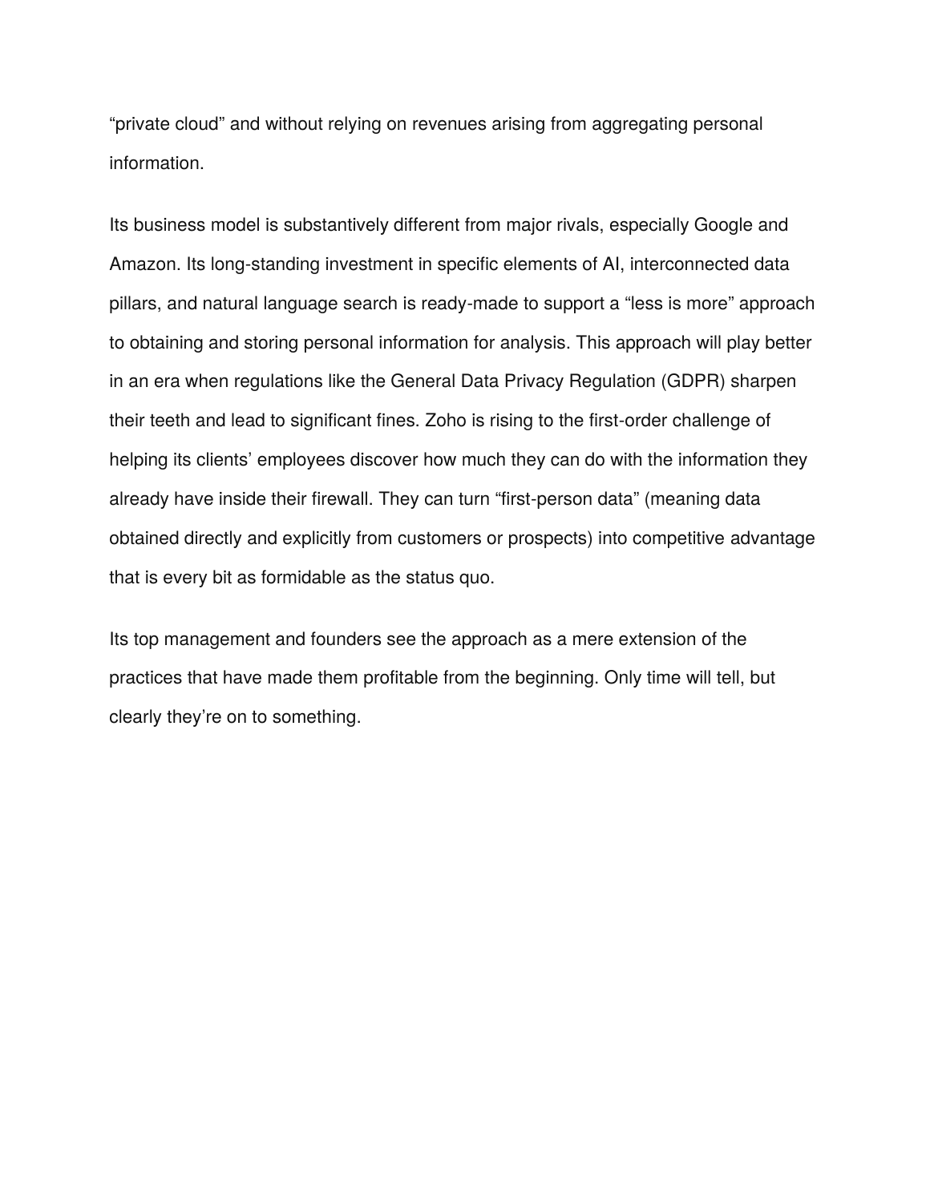“private cloud” and without relying on revenues arising from aggregating personal information.

Its business model is substantively different from major rivals, especially Google and Amazon. Its long-standing investment in specific elements of AI, interconnected data pillars, and natural language search is ready-made to support a “less is more” approach to obtaining and storing personal information for analysis. This approach will play better in an era when regulations like the General Data Privacy Regulation (GDPR) sharpen their teeth and lead to significant fines. Zoho is rising to the first-order challenge of helping its clients’ employees discover how much they can do with the information they already have inside their firewall. They can turn “first-person data” (meaning data obtained directly and explicitly from customers or prospects) into competitive advantage that is every bit as formidable as the status quo.

Its top management and founders see the approach as a mere extension of the practices that have made them profitable from the beginning. Only time will tell, but clearly they’re on to something.